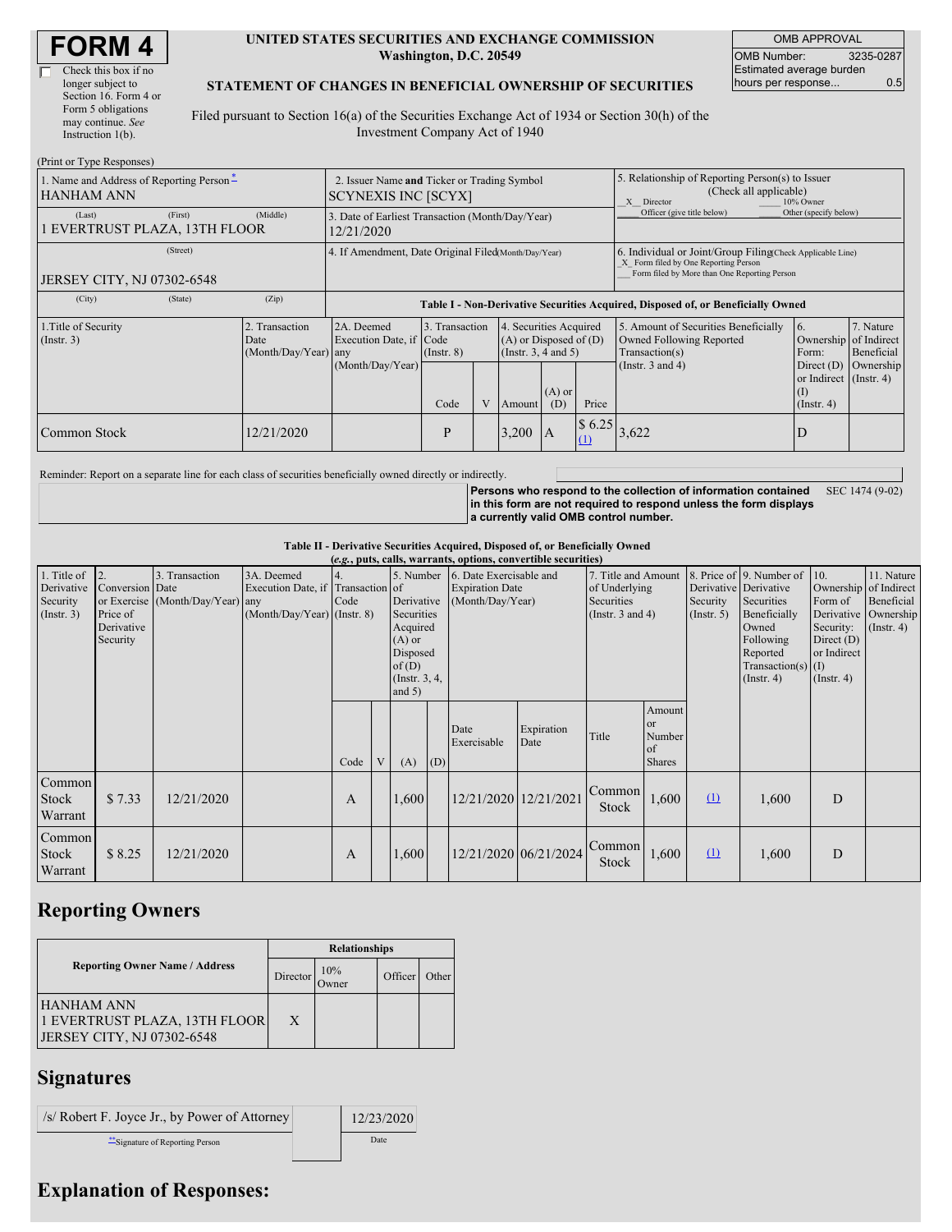# FORM 4

☐ Check this box if no longer subject to Section 16. Form 4 or Form 5 obligations may continue. *See* Instruction 1(b).

**UNITED STATES SECURITIES AND EXCHANGE COMMISSION**
**Washington, D.C. 20549**

**STATEMENT OF CHANGES IN BENEFICIAL OWNERSHIP OF SECURITIES**

Filed pursuant to Section 16(a) of the Securities Exchange Act of 1934 or Section 30(h) of the Investment Company Act of 1940

| OMB APPROVAL | |
|---|---|
| OMB Number: | 3235-0287 |
| Estimated average burden hours per response... | 0.5 |

(Print or Type Responses)

| | | |
|---|---|---|
| 1. Name and Address of Reporting Person * <br> HANHAM ANN <br> (Last) (First) (Middle) <br> 1 EVERTRUST PLAZA, 13TH FLOOR <br> (Street) <br> JERSEY CITY, NJ 07302-6548 <br> (City) (State) (Zip) | 2. Issuer Name **and** Ticker or Trading Symbol <br> SCYNEXIS INC [SCYX] <br> 3. Date of Earliest Transaction (Month/Day/Year) <br> 12/21/2020 <br> 4. If Amendment, Date Original Filed (Month/Day/Year) | 5. Relationship of Reporting Person(s) to Issuer (Check all applicable) <br> _X_ Director ___ 10% Owner <br> ___ Officer (give title below) ___ Other (specify below) <br> 6. Individual or Joint/Group Filing (Check Applicable Line) <br> _X_ Form filed by One Reporting Person <br> ___ Form filed by More than One Reporting Person |

**Table I - Non-Derivative Securities Acquired, Disposed of, or Beneficially Owned**

| 1.Title of Security (Instr. 3) | 2. Transaction Date (Month/Day/Year) | 2A. Deemed Execution Date, if any (Month/Day/Year) | 3. Transaction Code (Instr. 8) | | 4. Securities Acquired (A) or Disposed of (D) (Instr. 3, 4 and 5) | | | 5. Amount of Securities Beneficially Owned Following Reported Transaction(s) (Instr. 3 and 4) | 6. Ownership Form: Direct (D) or Indirect (I) (Instr. 4) | 7. Nature of Indirect Beneficial Ownership (Instr. 4) |
|---|---|---|---|---|---|---|---|---|---|---|
| | | | Code | V | Amount | (A) or (D) | Price | | | |
| Common Stock | 12/21/2020 | | P | | 3,200 | A | $ 6.25 (1) | 3,622 | D | |

Reminder: Report on a separate line for each class of securities beneficially owned directly or indirectly.

**Persons who respond to the collection of information contained in this form are not required to respond unless the form displays a currently valid OMB control number.** SEC 1474 (9-02)

**Table II - Derivative Securities Acquired, Disposed of, or Beneficially Owned**
***(e.g., puts, calls, warrants, options, convertible securities)***

| 1. Title of Derivative Security (Instr. 3) | 2. Conversion or Exercise Price of Derivative Security | 3. Transaction Date (Month/Day/Year) | 3A. Deemed Execution Date, if any (Month/Day/Year) | 4. Transaction Code (Instr. 8) | | 5. Number of Derivative Securities Acquired (A) or Disposed of (D) (Instr. 3, 4, and 5) | | 6. Date Exercisable and Expiration Date (Month/Day/Year) | | 7. Title and Amount of Underlying Securities (Instr. 3 and 4) | | 8. Price of Derivative Security (Instr. 5) | 9. Number of Derivative Securities Beneficially Owned Following Reported Transaction(s) (Instr. 4) | 10. Ownership Form of Derivative Security: Direct (D) or Indirect (I) (Instr. 4) | 11. Nature of Indirect Beneficial Ownership (Instr. 4) |
|---|---|---|---|---|---|---|---|---|---|---|---|---|---|---|---|
| | | | | Code | V | (A) | (D) | Date Exercisable | Expiration Date | Title | Amount or Number of Shares | | | | |
| Common Stock Warrant | $ 7.33 | 12/21/2020 | | A | | 1,600 | | 12/21/2020 | 12/21/2021 | Common Stock | 1,600 | (1) | 1,600 | D | |
| Common Stock Warrant | $ 8.25 | 12/21/2020 | | A | | 1,600 | | 12/21/2020 | 06/21/2024 | Common Stock | 1,600 | (1) | 1,600 | D | |

## Reporting Owners

| Reporting Owner Name / Address | Relationships | | | |
|---|---|---|---|---|
| | Director | 10% Owner | Officer | Other |
| HANHAM ANN <br> 1 EVERTRUST PLAZA, 13TH FLOOR <br> JERSEY CITY, NJ 07302-6548 | X | | | |

## Signatures

| | |
|---|---|
| /s/ Robert F. Joyce Jr., by Power of Attorney | 12/23/2020 |
| **Signature of Reporting Person | Date |

## Explanation of Responses: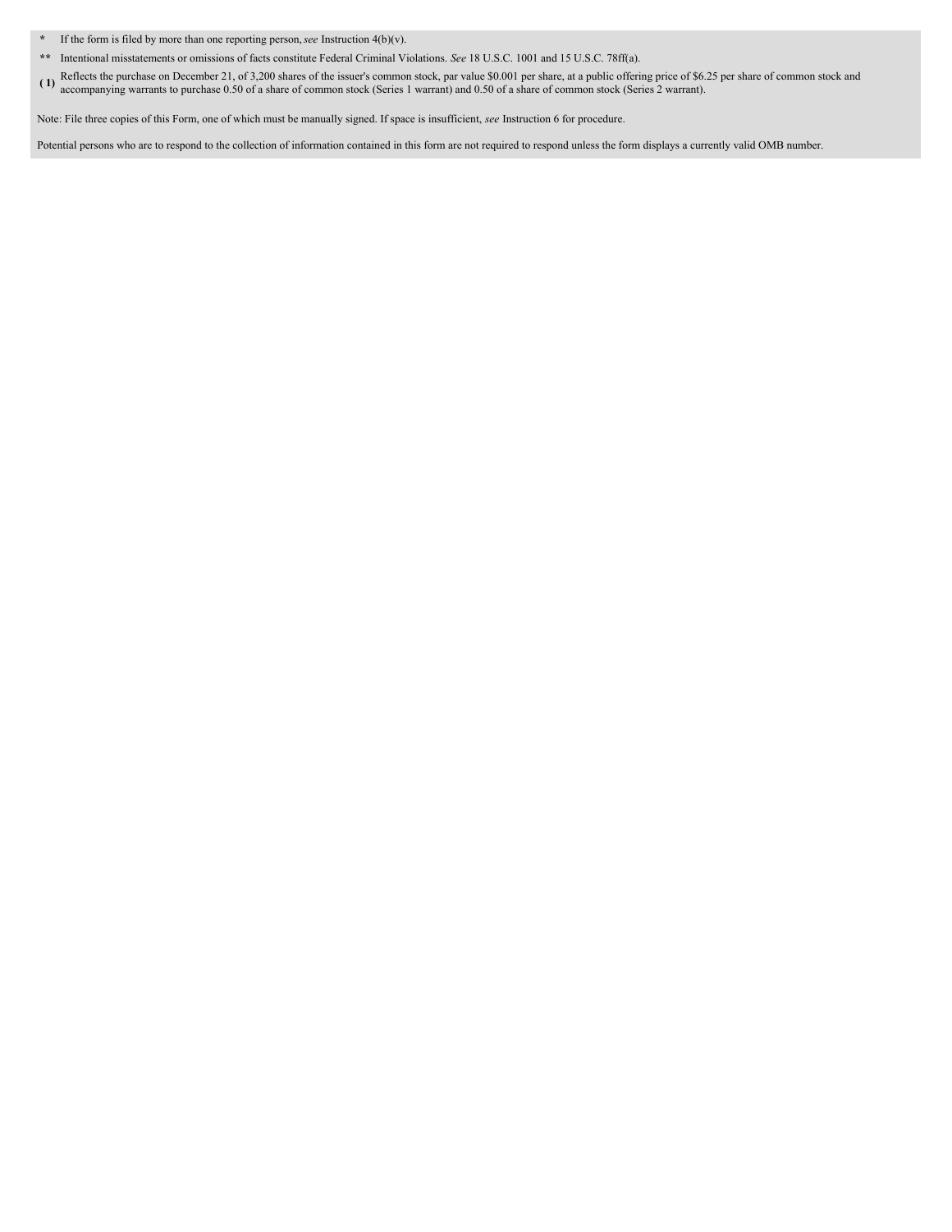\* If the form is filed by more than one reporting person, *see* Instruction 4(b)(v).

\*\* Intentional misstatements or omissions of facts constitute Federal Criminal Violations. *See* 18 U.S.C. 1001 and 15 U.S.C. 78ff(a).

(1) Reflects the purchase on December 21, of 3,200 shares of the issuer's common stock, par value $0.001 per share, at a public offering price of $6.25 per share of common stock and accompanying warrants to purchase 0.50 of a share of common stock (Series 1 warrant) and 0.50 of a share of common stock (Series 2 warrant).

Note: File three copies of this Form, one of which must be manually signed. If space is insufficient, *see* Instruction 6 for procedure.

Potential persons who are to respond to the collection of information contained in this form are not required to respond unless the form displays a currently valid OMB number.